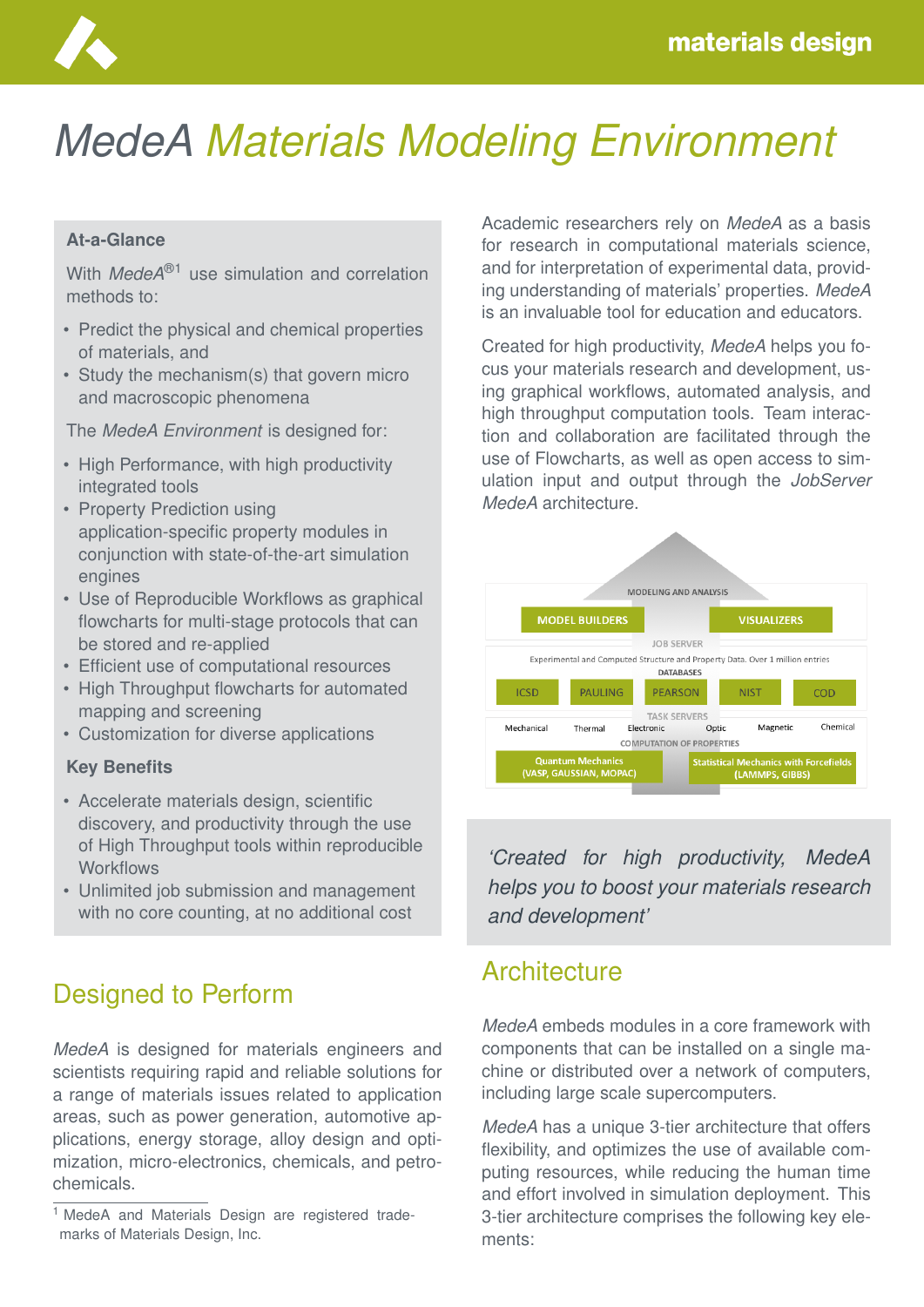# *MedeA* Materials Modeling Environment

**At-a-Glance**

With *MedeA*®[1] use simulation and correlation methods to:

- Predict the physical and chemical properties of materials, and
- Study the mechanism(s) that govern micro and macroscopic phenomena

The *MedeA Environment* is designed for:

- High Performance, with high productivity integrated tools
- Property Prediction using application-specific property modules in conjunction with state-of-the-art simulation engines
- Use of Reproducible Workflows as graphical flowcharts for multi-stage protocols that can be stored and re-applied
- Efficient use of computational resources
- High Throughput flowcharts for automated mapping and screening
- Customization for diverse applications

**Key Benefits**

- Accelerate materials design, scientific discovery, and productivity through the use of High Throughput tools within reproducible Workflows
- Unlimited job submission and management with no core counting, at no additional cost

## Designed to Perform

*MedeA* is designed for materials engineers and scientists requiring rapid and reliable solutions for a range of materials issues related to application areas, such as power generation, automotive applications, energy storage, alloy design and optimization, micro-electronics, chemicals, and petrochemicals.

Academic researchers rely on *MedeA* as a basis for research in computational materials science, and for interpretation of experimental data, providing understanding of materials' properties. *MedeA* is an invaluable tool for education and educators.

Created for high productivity, *MedeA* helps you focus your materials research and development, using graphical workflows, automated analysis, and high throughput computation tools. Team interaction and collaboration are facilitated through the use of Flowcharts, as well as open access to simulation input and output through the *JobServer MedeA* architecture.

MODELING AND ANALYSIS

MODEL BUILDERS | VISUALIZERS

JOB SERVER

Experimental and Computed Structure and Property Data. Over 1 million entries

DATABASES

ICSD | PAULING | PEARSON | NIST | COD

TASK SERVERS

Mechanical | Thermal | Electronic | Optic | Magnetic | Chemical

COMPUTATION OF PROPERTIES

Quantum Mechanics (VASP, GAUSSIAN, MOPAC) | Statistical Mechanics with Forcefields (LAMMPS, GIBBS)

*'Created for high productivity, MedeA helps you to boost your materials research and development'*

## Architecture

*MedeA* embeds modules in a core framework with components that can be installed on a single machine or distributed over a network of computers, including large scale supercomputers.

*MedeA* has a unique 3-tier architecture that offers flexibility, and optimizes the use of available computing resources, while reducing the human time and effort involved in simulation deployment. This 3-tier architecture comprises the following key elements:

[1] MedeA and Materials Design are registered trademarks of Materials Design, Inc.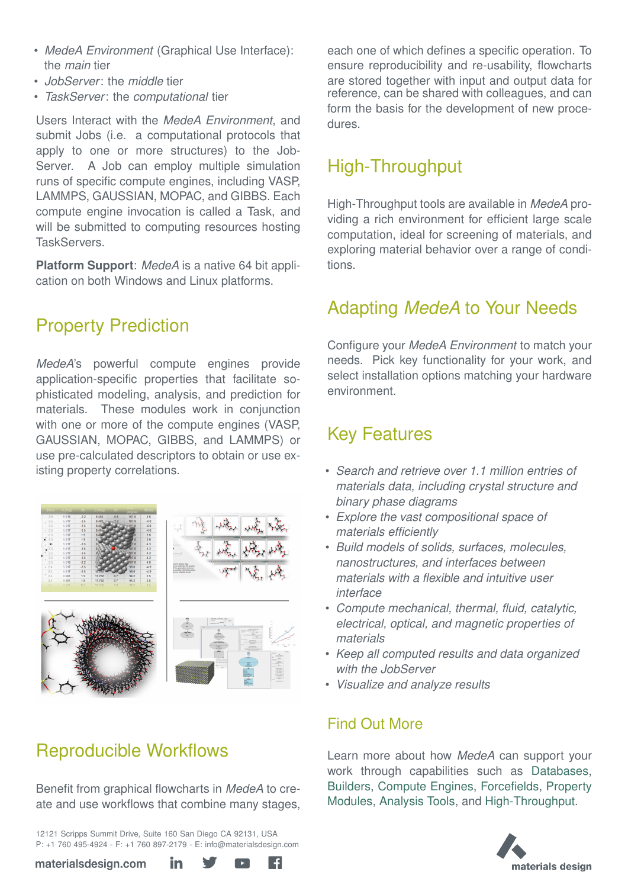- *MedeA Environment* (Graphical Use Interface): the *main* tier
- *JobServer*: the *middle* tier
- *TaskServer*: the *computational* tier

Users Interact with the *MedeA Environment*, and submit Jobs (i.e. a computational protocols that apply to one or more structures) to the JobServer. A Job can employ multiple simulation runs of specific compute engines, including VASP, LAMMPS, GAUSSIAN, MOPAC, and GIBBS. Each compute engine invocation is called a Task, and will be submitted to computing resources hosting TaskServers.

**Platform Support**: *MedeA* is a native 64 bit application on both Windows and Linux platforms.

## Property Prediction

*MedeA*'s powerful compute engines provide application-specific properties that facilitate sophisticated modeling, analysis, and prediction for materials. These modules work in conjunction with one or more of the compute engines (VASP, GAUSSIAN, MOPAC, GIBBS, and LAMMPS) or use pre-calculated descriptors to obtain or use existing property correlations.

## Reproducible Workflows

Benefit from graphical flowcharts in *MedeA* to create and use workflows that combine many stages, each one of which defines a specific operation. To ensure reproducibility and re-usability, flowcharts are stored together with input and output data for reference, can be shared with colleagues, and can form the basis for the development of new procedures.

## High-Throughput

High-Throughput tools are available in *MedeA* providing a rich environment for efficient large scale computation, ideal for screening of materials, and exploring material behavior over a range of conditions.

## Adapting *MedeA* to Your Needs

Configure your *MedeA Environment* to match your needs. Pick key functionality for your work, and select installation options matching your hardware environment.

## Key Features

- *Search and retrieve over 1.1 million entries of materials data, including crystal structure and binary phase diagrams*
- *Explore the vast compositional space of materials efficiently*
- *Build models of solids, surfaces, molecules, nanostructures, and interfaces between materials with a flexible and intuitive user interface*
- *Compute mechanical, thermal, fluid, catalytic, electrical, optical, and magnetic properties of materials*
- *Keep all computed results and data organized with the JobServer*
- *Visualize and analyze results*

### Find Out More

Learn more about how *MedeA* can support your work through capabilities such as Databases, Builders, Compute Engines, Forcefields, Property Modules, Analysis Tools, and High-Throughput.

12121 Scripps Summit Drive, Suite 160 San Diego CA 92131, USA
P: +1 760 495-4924 - F: +1 760 897-2179 - E: info@materialsdesign.com

materialsdesign.com

materials design